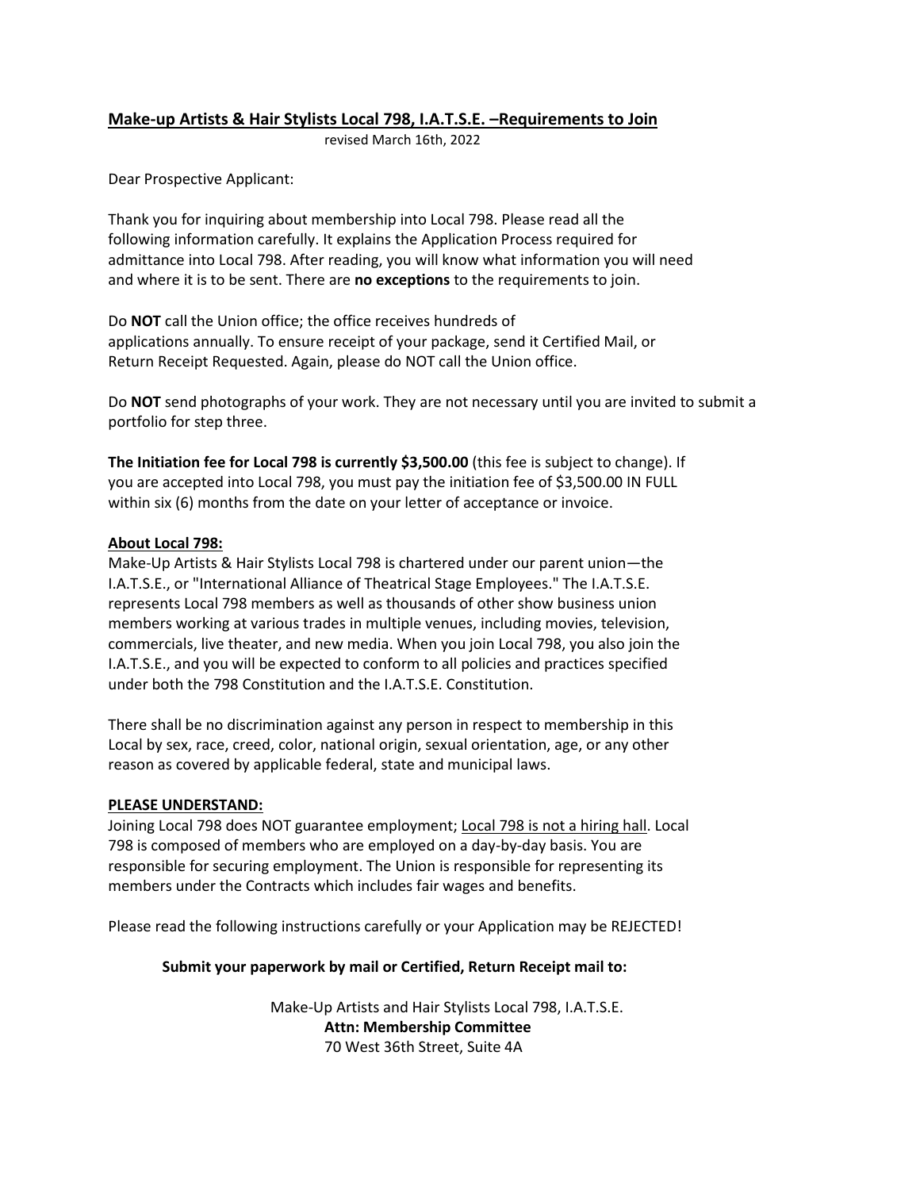## Make-up Artists & Hair Stylists Local 798, I.A.T.S.E. –Requirements to Join

revised March 16th, 2022

Dear Prospective Applicant:

Thank you for inquiring about membership into Local 798. Please read all the following information carefully. It explains the Application Process required for admittance into Local 798. After reading, you will know what information you will need and where it is to be sent. There are **no exceptions** to the requirements to join.

Do **NOT** call the Union office; the office receives hundreds of applications annually. To ensure receipt of your package, send it Certified Mail, or Return Receipt Requested. Again, please do NOT call the Union office.

Do **NOT** send photographs of your work. They are not necessary until you are invited to submit a portfolio for step three.

**The Initiation fee for Local 798 is currently $3,500.00** (this fee is subject to change). If you are accepted into Local 798, you must pay the initiation fee of $3,500.00 IN FULL within six (6) months from the date on your letter of acceptance or invoice.

**About Local 798:**

Make-Up Artists & Hair Stylists Local 798 is chartered under our parent union—the I.A.T.S.E., or "International Alliance of Theatrical Stage Employees." The I.A.T.S.E. represents Local 798 members as well as thousands of other show business union members working at various trades in multiple venues, including movies, television, commercials, live theater, and new media. When you join Local 798, you also join the I.A.T.S.E., and you will be expected to conform to all policies and practices specified under both the 798 Constitution and the I.A.T.S.E. Constitution.

There shall be no discrimination against any person in respect to membership in this Local by sex, race, creed, color, national origin, sexual orientation, age, or any other reason as covered by applicable federal, state and municipal laws.

**PLEASE UNDERSTAND:**

Joining Local 798 does NOT guarantee employment; Local 798 is not a hiring hall. Local 798 is composed of members who are employed on a day-by-day basis. You are responsible for securing employment. The Union is responsible for representing its members under the Contracts which includes fair wages and benefits.

Please read the following instructions carefully or your Application may be REJECTED!

**Submit your paperwork by mail or Certified, Return Receipt mail to:**

Make-Up Artists and Hair Stylists Local 798, I.A.T.S.E.
**Attn: Membership Committee**
70 West 36th Street, Suite 4A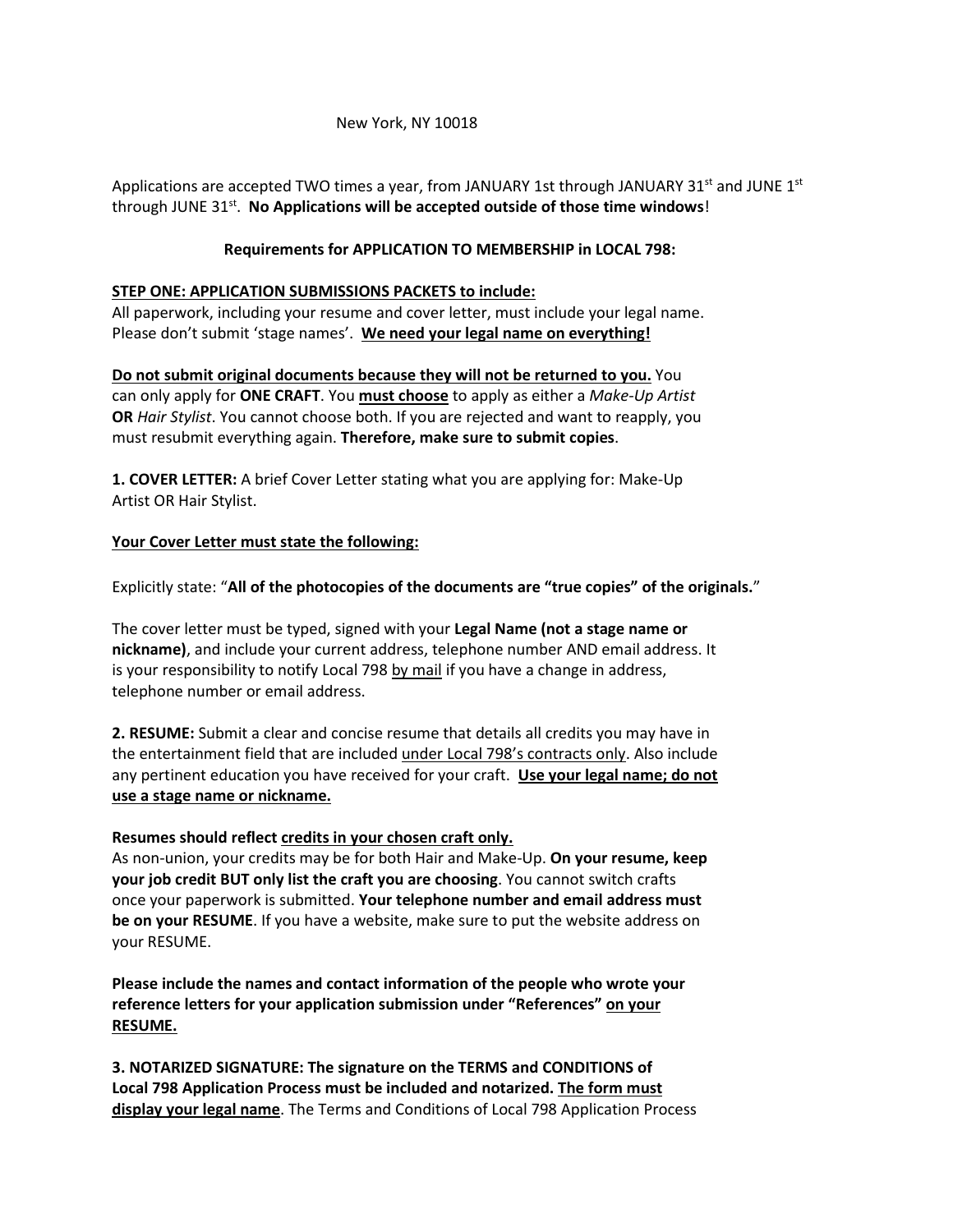New York, NY 10018

Applications are accepted TWO times a year, from JANUARY 1st through JANUARY 31st and JUNE 1st through JUNE 31st. **No Applications will be accepted outside of those time windows**!

**Requirements for APPLICATION TO MEMBERSHIP in LOCAL 798:**

**STEP ONE: APPLICATION SUBMISSIONS PACKETS to include:**

All paperwork, including your resume and cover letter, must include your legal name. Please don't submit 'stage names'. **We need your legal name on everything!**

**Do not submit original documents because they will not be returned to you.** You can only apply for **ONE CRAFT**. You **must choose** to apply as either a *Make-Up Artist* **OR** *Hair Stylist*. You cannot choose both. If you are rejected and want to reapply, you must resubmit everything again. **Therefore, make sure to submit copies**.

**1. COVER LETTER:** A brief Cover Letter stating what you are applying for: Make-Up Artist OR Hair Stylist.

**Your Cover Letter must state the following:**

Explicitly state: "**All of the photocopies of the documents are "true copies" of the originals.**"

The cover letter must be typed, signed with your **Legal Name (not a stage name or nickname)**, and include your current address, telephone number AND email address. It is your responsibility to notify Local 798 by mail if you have a change in address, telephone number or email address.

**2. RESUME:** Submit a clear and concise resume that details all credits you may have in the entertainment field that are included under Local 798's contracts only. Also include any pertinent education you have received for your craft. **Use your legal name; do not use a stage name or nickname.**

**Resumes should reflect credits in your chosen craft only.**

As non-union, your credits may be for both Hair and Make-Up. **On your resume, keep your job credit BUT only list the craft you are choosing**. You cannot switch crafts once your paperwork is submitted. **Your telephone number and email address must be on your RESUME**. If you have a website, make sure to put the website address on your RESUME.

**Please include the names and contact information of the people who wrote your reference letters for your application submission under "References" on your RESUME.**

**3. NOTARIZED SIGNATURE: The signature on the TERMS and CONDITIONS of Local 798 Application Process must be included and notarized. The form must display your legal name**. The Terms and Conditions of Local 798 Application Process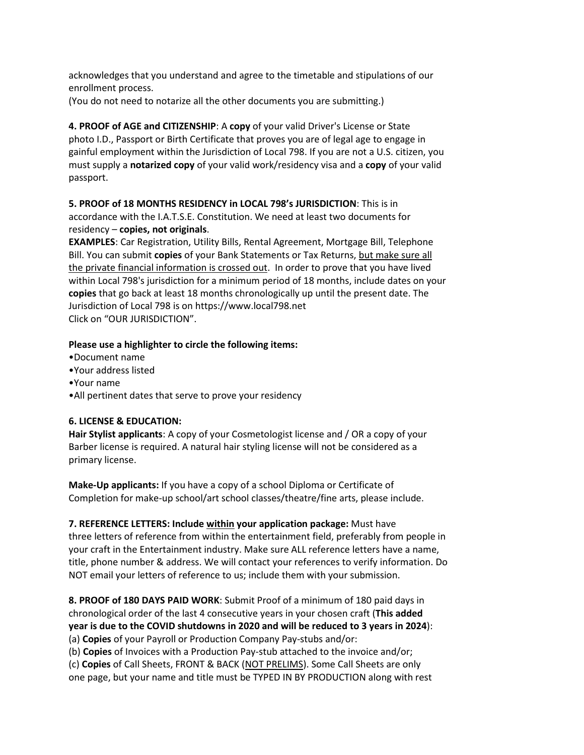acknowledges that you understand and agree to the timetable and stipulations of our enrollment process.
(You do not need to notarize all the other documents you are submitting.)

**4. PROOF of AGE and CITIZENSHIP**: A **copy** of your valid Driver's License or State photo I.D., Passport or Birth Certificate that proves you are of legal age to engage in gainful employment within the Jurisdiction of Local 798. If you are not a U.S. citizen, you must supply a **notarized copy** of your valid work/residency visa and a **copy** of your valid passport.

**5. PROOF of 18 MONTHS RESIDENCY in LOCAL 798's JURISDICTION**: This is in accordance with the I.A.T.S.E. Constitution. We need at least two documents for residency – **copies, not originals**.
**EXAMPLES**: Car Registration, Utility Bills, Rental Agreement, Mortgage Bill, Telephone Bill. You can submit **copies** of your Bank Statements or Tax Returns, <u>but make sure all the private financial information is crossed out</u>. In order to prove that you have lived within Local 798's jurisdiction for a minimum period of 18 months, include dates on your **copies** that go back at least 18 months chronologically up until the present date. The Jurisdiction of Local 798 is on https://www.local798.net
Click on "OUR JURISDICTION".

**Please use a highlighter to circle the following items:**

- Document name
- Your address listed
- Your name
- All pertinent dates that serve to prove your residency

**6. LICENSE & EDUCATION:**
**Hair Stylist applicants**: A copy of your Cosmetologist license and / OR a copy of your Barber license is required. A natural hair styling license will not be considered as a primary license.

**Make-Up applicants:** If you have a copy of a school Diploma or Certificate of Completion for make-up school/art school classes/theatre/fine arts, please include.

**7. REFERENCE LETTERS: Include <u>within</u> your application package:** Must have three letters of reference from within the entertainment field, preferably from people in your craft in the Entertainment industry. Make sure ALL reference letters have a name, title, phone number & address. We will contact your references to verify information. Do NOT email your letters of reference to us; include them with your submission.

**8. PROOF of 180 DAYS PAID WORK**: Submit Proof of a minimum of 180 paid days in chronological order of the last 4 consecutive years in your chosen craft (**This added year is due to the COVID shutdowns in 2020 and will be reduced to 3 years in 2024**):
(a) **Copies** of your Payroll or Production Company Pay-stubs and/or:
(b) **Copies** of Invoices with a Production Pay-stub attached to the invoice and/or;
(c) **Copies** of Call Sheets, FRONT & BACK (<u>NOT PRELIMS</u>). Some Call Sheets are only one page, but your name and title must be TYPED IN BY PRODUCTION along with rest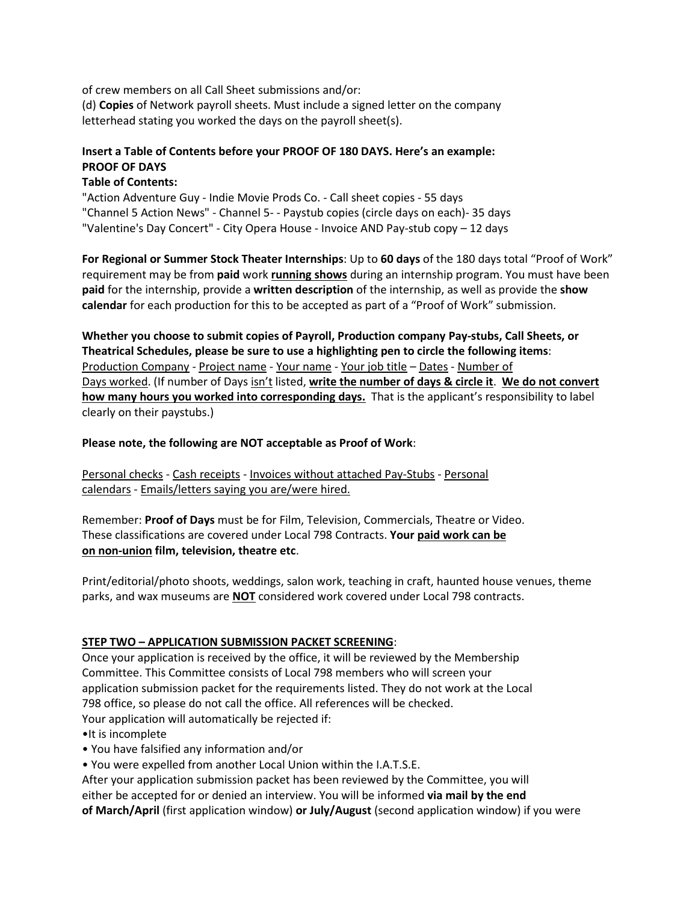of crew members on all Call Sheet submissions and/or:
(d) **Copies** of Network payroll sheets. Must include a signed letter on the company letterhead stating you worked the days on the payroll sheet(s).

**Insert a Table of Contents before your PROOF OF 180 DAYS. Here's an example:**
**PROOF OF DAYS**
**Table of Contents:**
"Action Adventure Guy - Indie Movie Prods Co. - Call sheet copies - 55 days
"Channel 5 Action News" - Channel 5- - Paystub copies (circle days on each)- 35 days
"Valentine's Day Concert" - City Opera House - Invoice AND Pay-stub copy – 12 days

**For Regional or Summer Stock Theater Internships**: Up to **60 days** of the 180 days total "Proof of Work" requirement may be from **paid** work **running shows** during an internship program. You must have been **paid** for the internship, provide a **written description** of the internship, as well as provide the **show calendar** for each production for this to be accepted as part of a "Proof of Work" submission.

**Whether you choose to submit copies of Payroll, Production company Pay-stubs, Call Sheets, or Theatrical Schedules, please be sure to use a highlighting pen to circle the following items**: Production Company - Project name - Your name - Your job title – Dates - Number of Days worked. (If number of Days isn't listed, **write the number of days & circle it**. **We do not convert how many hours you worked into corresponding days.** That is the applicant's responsibility to label clearly on their paystubs.)

**Please note, the following are NOT acceptable as Proof of Work**:

Personal checks - Cash receipts - Invoices without attached Pay-Stubs - Personal calendars - Emails/letters saying you are/were hired.

Remember: **Proof of Days** must be for Film, Television, Commercials, Theatre or Video. These classifications are covered under Local 798 Contracts. **Your paid work can be on non-union film, television, theatre etc**.

Print/editorial/photo shoots, weddings, salon work, teaching in craft, haunted house venues, theme parks, and wax museums are **NOT** considered work covered under Local 798 contracts.

## STEP TWO – APPLICATION SUBMISSION PACKET SCREENING:

Once your application is received by the office, it will be reviewed by the Membership Committee. This Committee consists of Local 798 members who will screen your application submission packet for the requirements listed. They do not work at the Local 798 office, so please do not call the office. All references will be checked.
Your application will automatically be rejected if:

- It is incomplete
- You have falsified any information and/or
- You were expelled from another Local Union within the I.A.T.S.E.

After your application submission packet has been reviewed by the Committee, you will either be accepted for or denied an interview. You will be informed **via mail by the end of March/April** (first application window) **or July/August** (second application window) if you were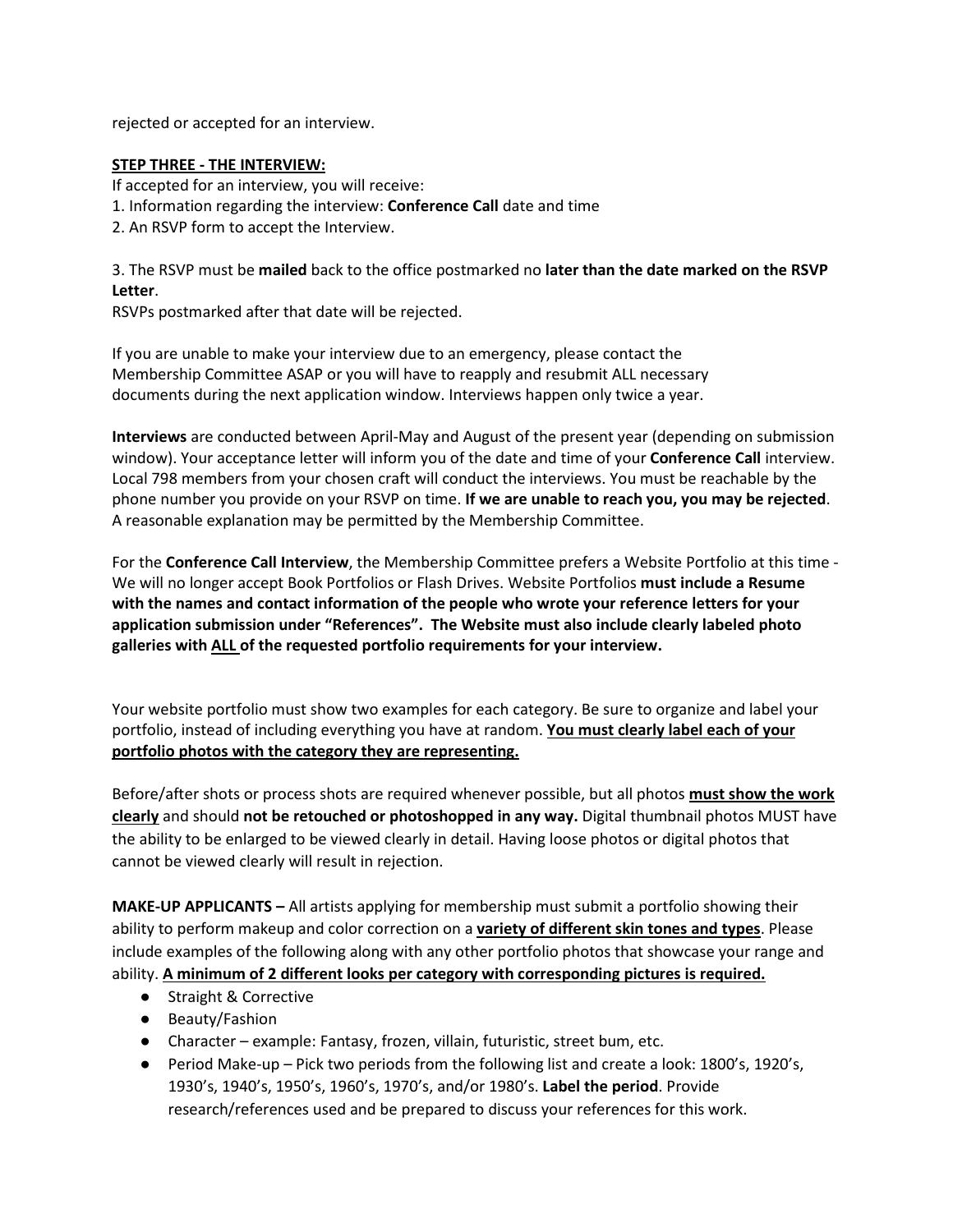rejected or accepted for an interview.

**STEP THREE - THE INTERVIEW:**

If accepted for an interview, you will receive:

1. Information regarding the interview: **Conference Call** date and time
2. An RSVP form to accept the Interview.

3. The RSVP must be **mailed** back to the office postmarked no **later than the date marked on the RSVP Letter**.

RSVPs postmarked after that date will be rejected.

If you are unable to make your interview due to an emergency, please contact the Membership Committee ASAP or you will have to reapply and resubmit ALL necessary documents during the next application window. Interviews happen only twice a year.

**Interviews** are conducted between April-May and August of the present year (depending on submission window). Your acceptance letter will inform you of the date and time of your **Conference Call** interview. Local 798 members from your chosen craft will conduct the interviews. You must be reachable by the phone number you provide on your RSVP on time. **If we are unable to reach you, you may be rejected**. A reasonable explanation may be permitted by the Membership Committee.

For the **Conference Call Interview**, the Membership Committee prefers a Website Portfolio at this time - We will no longer accept Book Portfolios or Flash Drives. Website Portfolios **must include a Resume with the names and contact information of the people who wrote your reference letters for your application submission under "References". The Website must also include clearly labeled photo galleries with <u>ALL</u> of the requested portfolio requirements for your interview.**

Your website portfolio must show two examples for each category. Be sure to organize and label your portfolio, instead of including everything you have at random. **<u>You must clearly label each of your portfolio photos with the category they are representing.</u>**

Before/after shots or process shots are required whenever possible, but all photos **<u>must show the work clearly</u>** and should **not be retouched or photoshopped in any way.** Digital thumbnail photos MUST have the ability to be enlarged to be viewed clearly in detail. Having loose photos or digital photos that cannot be viewed clearly will result in rejection.

**MAKE-UP APPLICANTS –** All artists applying for membership must submit a portfolio showing their ability to perform makeup and color correction on a **<u>variety of different skin tones and types</u>**. Please include examples of the following along with any other portfolio photos that showcase your range and ability. **<u>A minimum of 2 different looks per category with corresponding pictures is required.</u>**

- Straight & Corrective
- Beauty/Fashion
- Character – example: Fantasy, frozen, villain, futuristic, street bum, etc.
- Period Make-up – Pick two periods from the following list and create a look: 1800's, 1920's, 1930's, 1940's, 1950's, 1960's, 1970's, and/or 1980's. **Label the period**. Provide research/references used and be prepared to discuss your references for this work.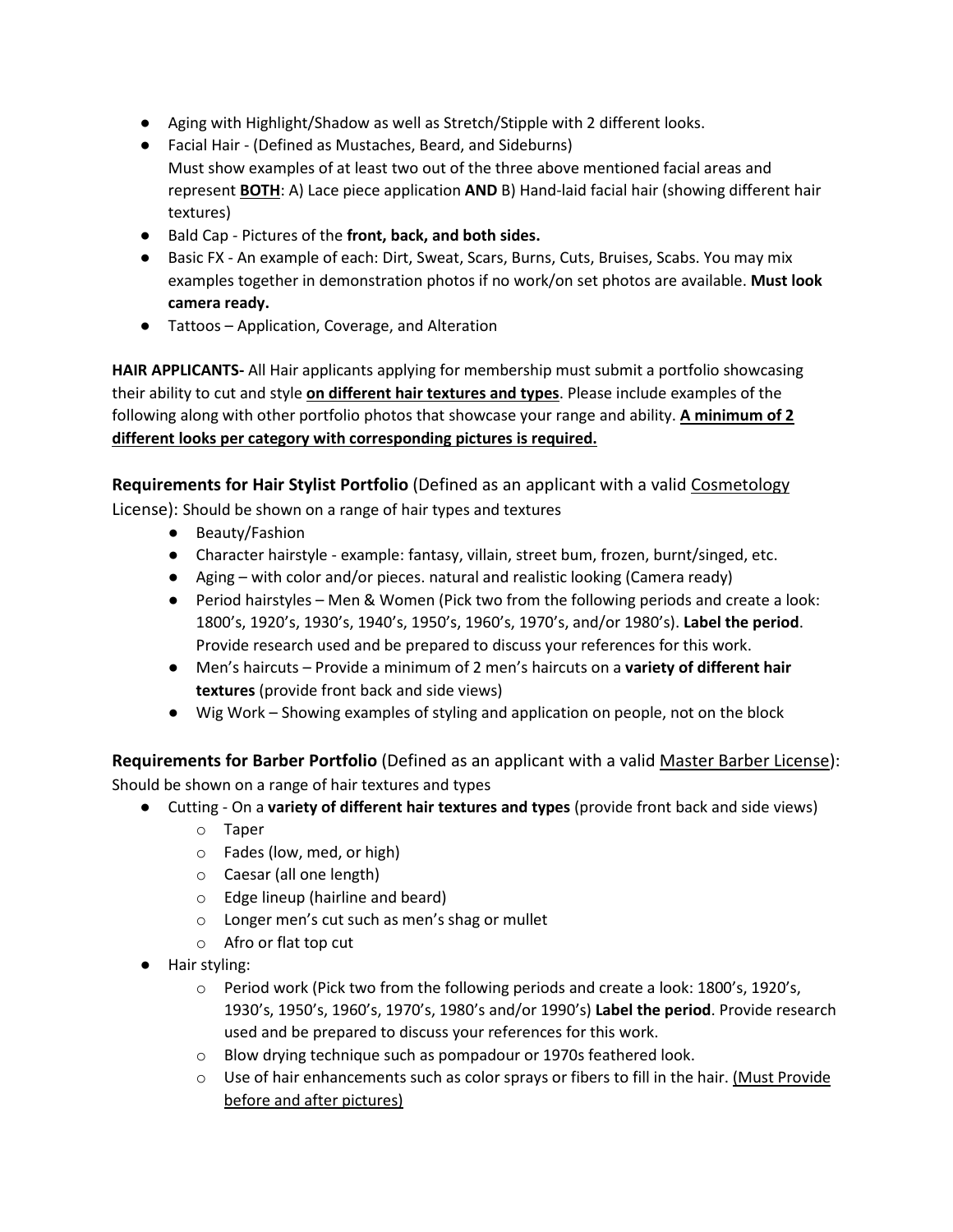- Aging with Highlight/Shadow as well as Stretch/Stipple with 2 different looks.
- Facial Hair - (Defined as Mustaches, Beard, and Sideburns)
  Must show examples of at least two out of the three above mentioned facial areas and represent <u>**BOTH**</u>: A) Lace piece application **AND** B) Hand-laid facial hair (showing different hair textures)
- Bald Cap - Pictures of the **front, back, and both sides.**
- Basic FX - An example of each: Dirt, Sweat, Scars, Burns, Cuts, Bruises, Scabs. You may mix examples together in demonstration photos if no work/on set photos are available. **Must look camera ready.**
- Tattoos – Application, Coverage, and Alteration

**HAIR APPLICANTS-** All Hair applicants applying for membership must submit a portfolio showcasing their ability to cut and style <u>**on different hair textures and types**</u>. Please include examples of the following along with other portfolio photos that showcase your range and ability. <u>**A minimum of 2 different looks per category with corresponding pictures is required.**</u>

### **Requirements for Hair Stylist Portfolio** (Defined as an applicant with a valid <u>Cosmetology</u> License): Should be shown on a range of hair types and textures

- Beauty/Fashion
- Character hairstyle - example: fantasy, villain, street bum, frozen, burnt/singed, etc.
- Aging – with color and/or pieces. natural and realistic looking (Camera ready)
- Period hairstyles – Men & Women (Pick two from the following periods and create a look: 1800's, 1920's, 1930's, 1940's, 1950's, 1960's, 1970's, and/or 1980's). **Label the period**. Provide research used and be prepared to discuss your references for this work.
- Men's haircuts – Provide a minimum of 2 men's haircuts on a **variety of different hair textures** (provide front back and side views)
- Wig Work – Showing examples of styling and application on people, not on the block

### **Requirements for Barber Portfolio** (Defined as an applicant with a valid <u>Master Barber License</u>): Should be shown on a range of hair textures and types

- Cutting - On a **variety of different hair textures and types** (provide front back and side views)
  - Taper
  - Fades (low, med, or high)
  - Caesar (all one length)
  - Edge lineup (hairline and beard)
  - Longer men's cut such as men's shag or mullet
  - Afro or flat top cut
- Hair styling:
  - Period work (Pick two from the following periods and create a look: 1800's, 1920's, 1930's, 1950's, 1960's, 1970's, 1980's and/or 1990's) **Label the period**. Provide research used and be prepared to discuss your references for this work.
  - Blow drying technique such as pompadour or 1970s feathered look.
  - Use of hair enhancements such as color sprays or fibers to fill in the hair. <u>(Must Provide before and after pictures)</u>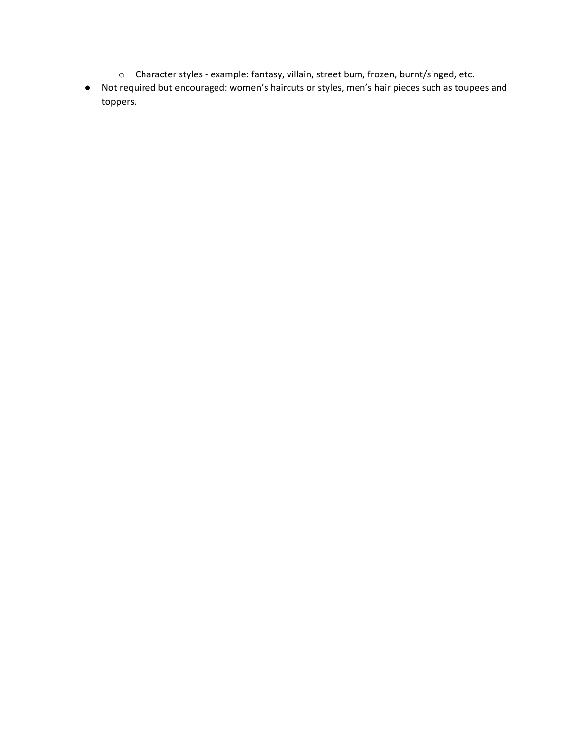- Character styles - example: fantasy, villain, street bum, frozen, burnt/singed, etc.
- Not required but encouraged: women's haircuts or styles, men's hair pieces such as toupees and toppers.